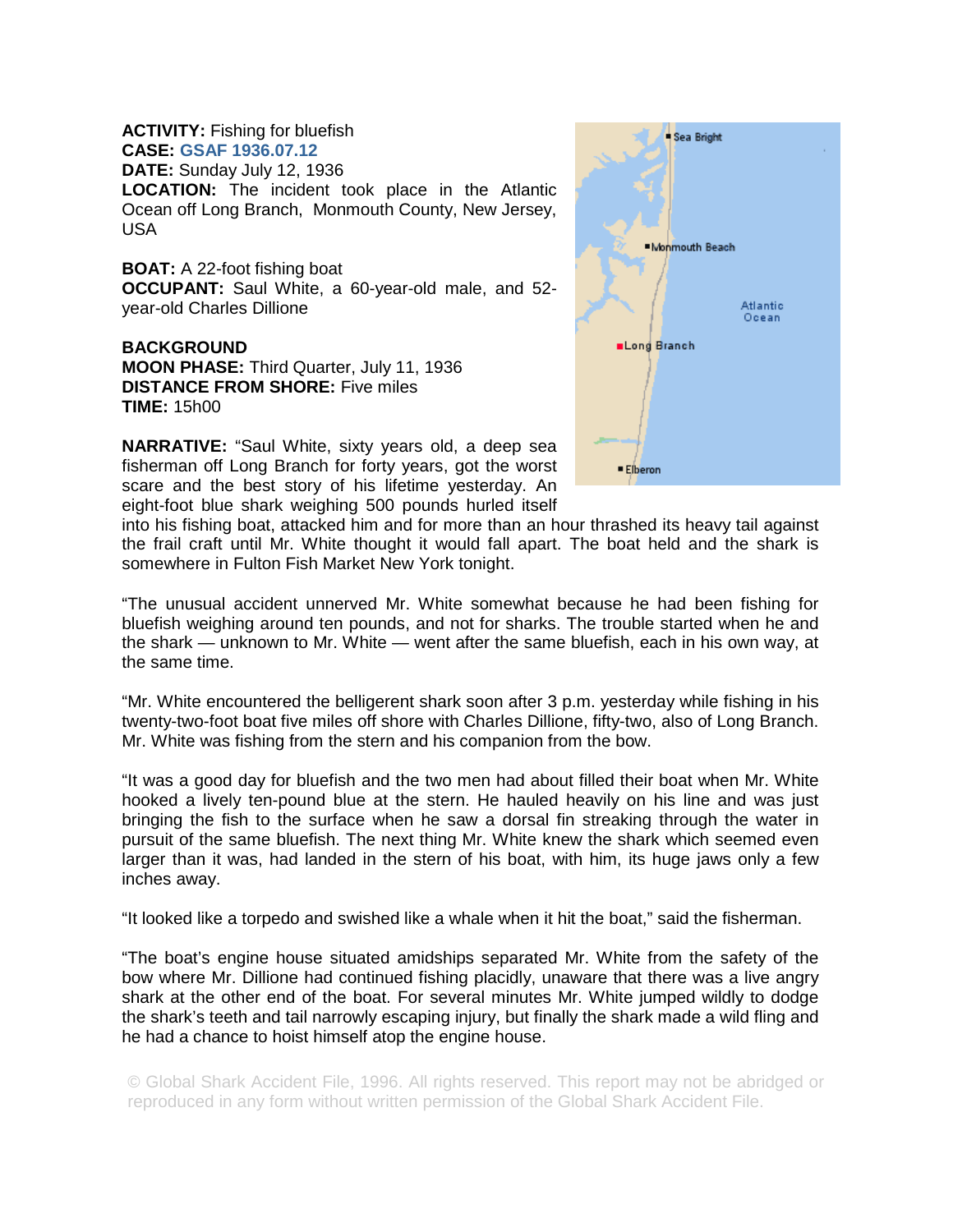**ACTIVITY:** Fishing for bluefish
**CASE:** GSAF 1936.07.12
**DATE:** Sunday July 12, 1936
**LOCATION:** The incident took place in the Atlantic Ocean off Long Branch, Monmouth County, New Jersey, USA

**BOAT:** A 22-foot fishing boat
**OCCUPANT:** Saul White, a 60-year-old male, and 52-year-old Charles Dillione

**BACKGROUND**
**MOON PHASE:** Third Quarter, July 11, 1936
**DISTANCE FROM SHORE:** Five miles
**TIME:** 15h00

**NARRATIVE:** "Saul White, sixty years old, a deep sea fisherman off Long Branch for forty years, got the worst scare and the best story of his lifetime yesterday. An eight-foot blue shark weighing 500 pounds hurled itself into his fishing boat, attacked him and for more than an hour thrashed its heavy tail against the frail craft until Mr. White thought it would fall apart. The boat held and the shark is somewhere in Fulton Fish Market New York tonight.

"The unusual accident unnerved Mr. White somewhat because he had been fishing for bluefish weighing around ten pounds, and not for sharks. The trouble started when he and the shark — unknown to Mr. White — went after the same bluefish, each in his own way, at the same time.

"Mr. White encountered the belligerent shark soon after 3 p.m. yesterday while fishing in his twenty-two-foot boat five miles off shore with Charles Dillione, fifty-two, also of Long Branch. Mr. White was fishing from the stern and his companion from the bow.

"It was a good day for bluefish and the two men had about filled their boat when Mr. White hooked a lively ten-pound blue at the stern. He hauled heavily on his line and was just bringing the fish to the surface when he saw a dorsal fin streaking through the water in pursuit of the same bluefish. The next thing Mr. White knew the shark which seemed even larger than it was, had landed in the stern of his boat, with him, its huge jaws only a few inches away.

"It looked like a torpedo and swished like a whale when it hit the boat," said the fisherman.

"The boat's engine house situated amidships separated Mr. White from the safety of the bow where Mr. Dillione had continued fishing placidly, unaware that there was a live angry shark at the other end of the boat. For several minutes Mr. White jumped wildly to dodge the shark's teeth and tail narrowly escaping injury, but finally the shark made a wild fling and he had a chance to hoist himself atop the engine house.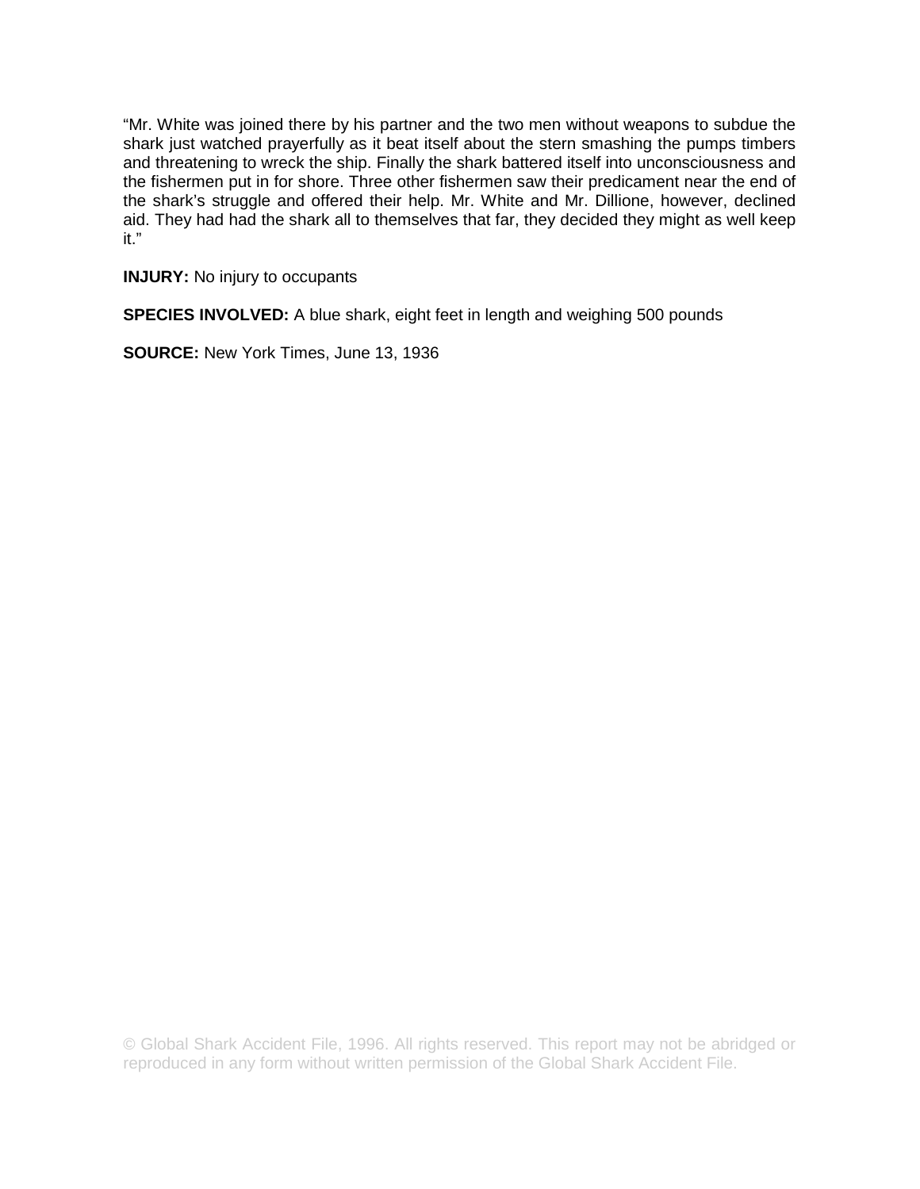"Mr. White was joined there by his partner and the two men without weapons to subdue the shark just watched prayerfully as it beat itself about the stern smashing the pumps timbers and threatening to wreck the ship. Finally the shark battered itself into unconsciousness and the fishermen put in for shore. Three other fishermen saw their predicament near the end of the shark's struggle and offered their help. Mr. White and Mr. Dillione, however, declined aid. They had had the shark all to themselves that far, they decided they might as well keep it."

**INJURY:** No injury to occupants

**SPECIES INVOLVED:** A blue shark, eight feet in length and weighing 500 pounds

**SOURCE:** New York Times, June 13, 1936

© Global Shark Accident File, 1996. All rights reserved. This report may not be abridged or reproduced in any form without written permission of the Global Shark Accident File.